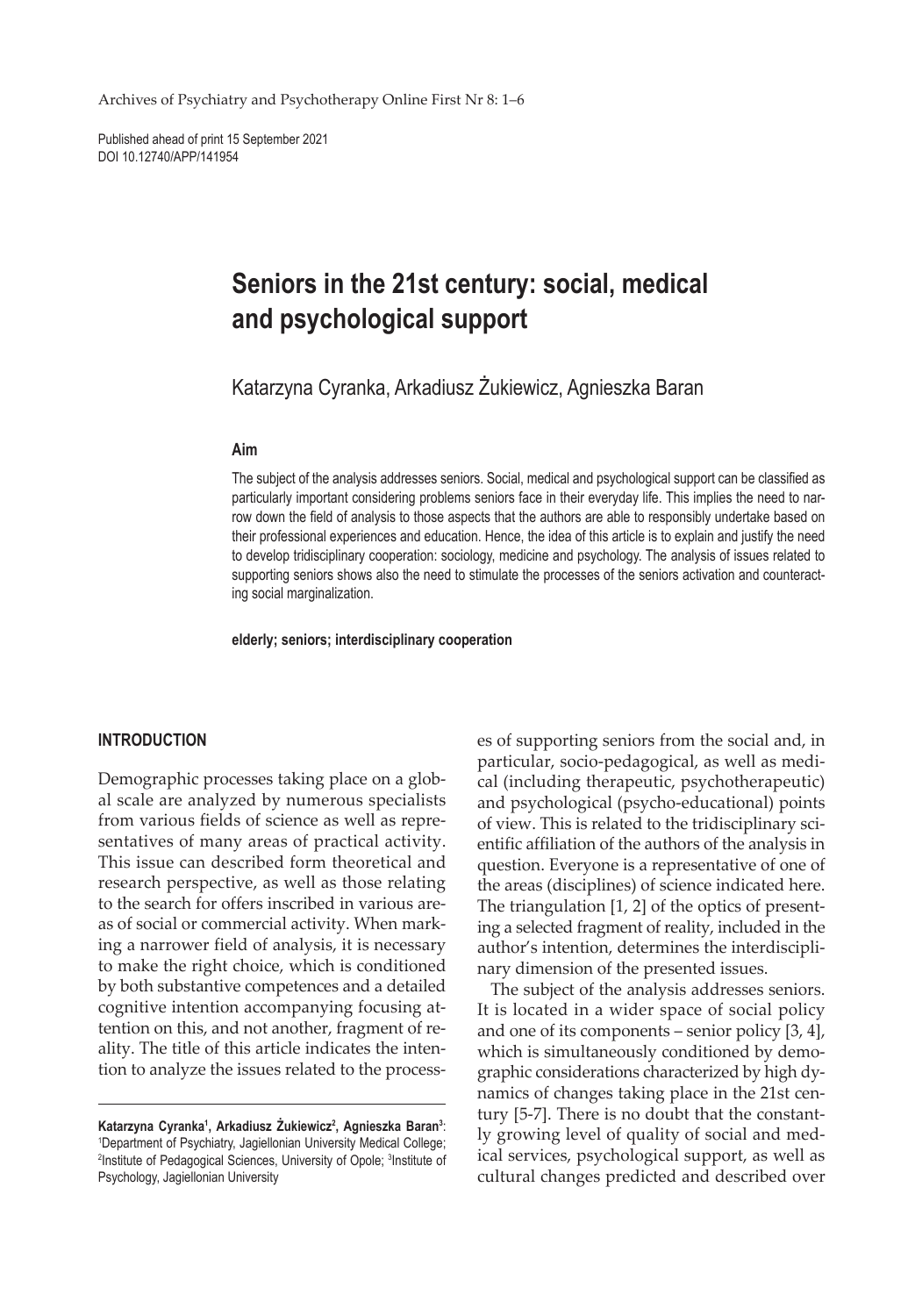# Seniors in the 21st century: social, medical and psychological support

Katarzyna Cyranka, Arkadiusz Żukiewicz, Agnieszka Baran

**Aim**

The subject of the analysis addresses seniors. Social, medical and psychological support can be classified as particularly important considering problems seniors face in their everyday life. This implies the need to narrow down the field of analysis to those aspects that the authors are able to responsibly undertake based on their professional experiences and education. Hence, the idea of this article is to explain and justify the need to develop tridisciplinary cooperation: sociology, medicine and psychology. The analysis of issues related to supporting seniors shows also the need to stimulate the processes of the seniors activation and counteracting social marginalization.

**elderly; seniors; interdisciplinary cooperation**

## INTRODUCTION

Demographic processes taking place on a global scale are analyzed by numerous specialists from various fields of science as well as representatives of many areas of practical activity. This issue can described form theoretical and research perspective, as well as those relating to the search for offers inscribed in various areas of social or commercial activity. When marking a narrower field of analysis, it is necessary to make the right choice, which is conditioned by both substantive competences and a detailed cognitive intention accompanying focusing attention on this, and not another, fragment of reality. The title of this article indicates the intention to analyze the issues related to the processes of supporting seniors from the social and, in particular, socio-pedagogical, as well as medical (including therapeutic, psychotherapeutic) and psychological (psycho-educational) points of view. This is related to the tridisciplinary scientific affiliation of the authors of the analysis in question. Everyone is a representative of one of the areas (disciplines) of science indicated here. The triangulation [1, 2] of the optics of presenting a selected fragment of reality, included in the author's intention, determines the interdisciplinary dimension of the presented issues.

The subject of the analysis addresses seniors. It is located in a wider space of social policy and one of its components – senior policy [3, 4], which is simultaneously conditioned by demographic considerations characterized by high dynamics of changes taking place in the 21st century [5-7]. There is no doubt that the constantly growing level of quality of social and medical services, psychological support, as well as cultural changes predicted and described over

---

**Katarzyna Cyranka[1], Arkadiusz Żukiewicz[2], Agnieszka Baran[3]**: [1]Department of Psychiatry, Jagiellonian University Medical College; [2]Institute of Pedagogical Sciences, University of Opole; [3]Institute of Psychology, Jagiellonian University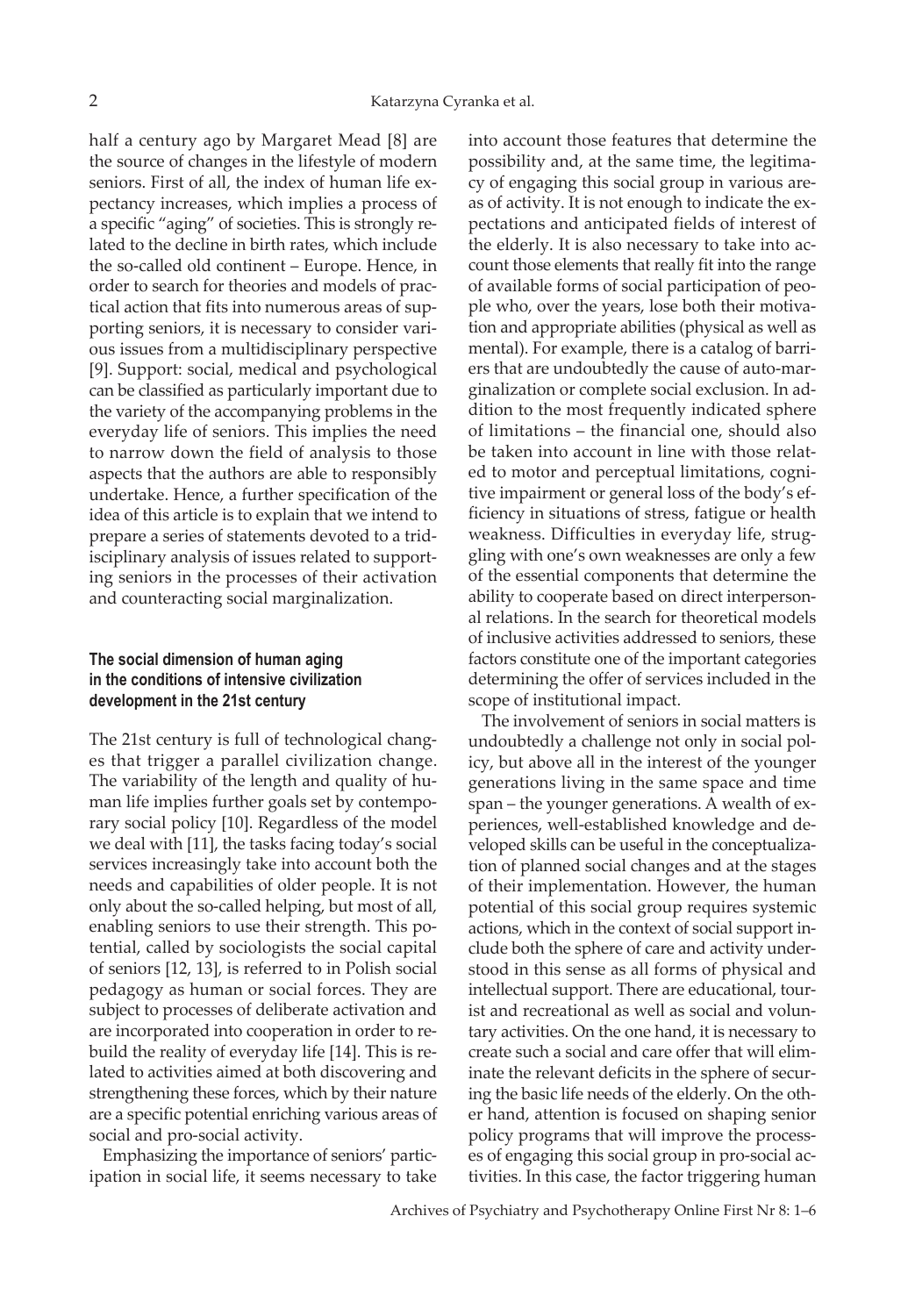half a century ago by Margaret Mead [8] are the source of changes in the lifestyle of modern seniors. First of all, the index of human life expectancy increases, which implies a process of a specific "aging" of societies. This is strongly related to the decline in birth rates, which include the so-called old continent – Europe. Hence, in order to search for theories and models of practical action that fits into numerous areas of supporting seniors, it is necessary to consider various issues from a multidisciplinary perspective [9]. Support: social, medical and psychological can be classified as particularly important due to the variety of the accompanying problems in the everyday life of seniors. This implies the need to narrow down the field of analysis to those aspects that the authors are able to responsibly undertake. Hence, a further specification of the idea of this article is to explain that we intend to prepare a series of statements devoted to a tridisciplinary analysis of issues related to supporting seniors in the processes of their activation and counteracting social marginalization.

#### The social dimension of human aging in the conditions of intensive civilization development in the 21st century

The 21st century is full of technological changes that trigger a parallel civilization change. The variability of the length and quality of human life implies further goals set by contemporary social policy [10]. Regardless of the model we deal with [11], the tasks facing today's social services increasingly take into account both the needs and capabilities of older people. It is not only about the so-called helping, but most of all, enabling seniors to use their strength. This potential, called by sociologists the social capital of seniors [12, 13], is referred to in Polish social pedagogy as human or social forces. They are subject to processes of deliberate activation and are incorporated into cooperation in order to rebuild the reality of everyday life [14]. This is related to activities aimed at both discovering and strengthening these forces, which by their nature are a specific potential enriching various areas of social and pro-social activity.

Emphasizing the importance of seniors' participation in social life, it seems necessary to take into account those features that determine the possibility and, at the same time, the legitimacy of engaging this social group in various areas of activity. It is not enough to indicate the expectations and anticipated fields of interest of the elderly. It is also necessary to take into account those elements that really fit into the range of available forms of social participation of people who, over the years, lose both their motivation and appropriate abilities (physical as well as mental). For example, there is a catalog of barriers that are undoubtedly the cause of auto-marginalization or complete social exclusion. In addition to the most frequently indicated sphere of limitations – the financial one, should also be taken into account in line with those related to motor and perceptual limitations, cognitive impairment or general loss of the body's efficiency in situations of stress, fatigue or health weakness. Difficulties in everyday life, struggling with one's own weaknesses are only a few of the essential components that determine the ability to cooperate based on direct interpersonal relations. In the search for theoretical models of inclusive activities addressed to seniors, these factors constitute one of the important categories determining the offer of services included in the scope of institutional impact.

The involvement of seniors in social matters is undoubtedly a challenge not only in social policy, but above all in the interest of the younger generations living in the same space and time span – the younger generations. A wealth of experiences, well-established knowledge and developed skills can be useful in the conceptualization of planned social changes and at the stages of their implementation. However, the human potential of this social group requires systemic actions, which in the context of social support include both the sphere of care and activity understood in this sense as all forms of physical and intellectual support. There are educational, tourist and recreational as well as social and voluntary activities. On the one hand, it is necessary to create such a social and care offer that will eliminate the relevant deficits in the sphere of securing the basic life needs of the elderly. On the other hand, attention is focused on shaping senior policy programs that will improve the processes of engaging this social group in pro-social activities. In this case, the factor triggering human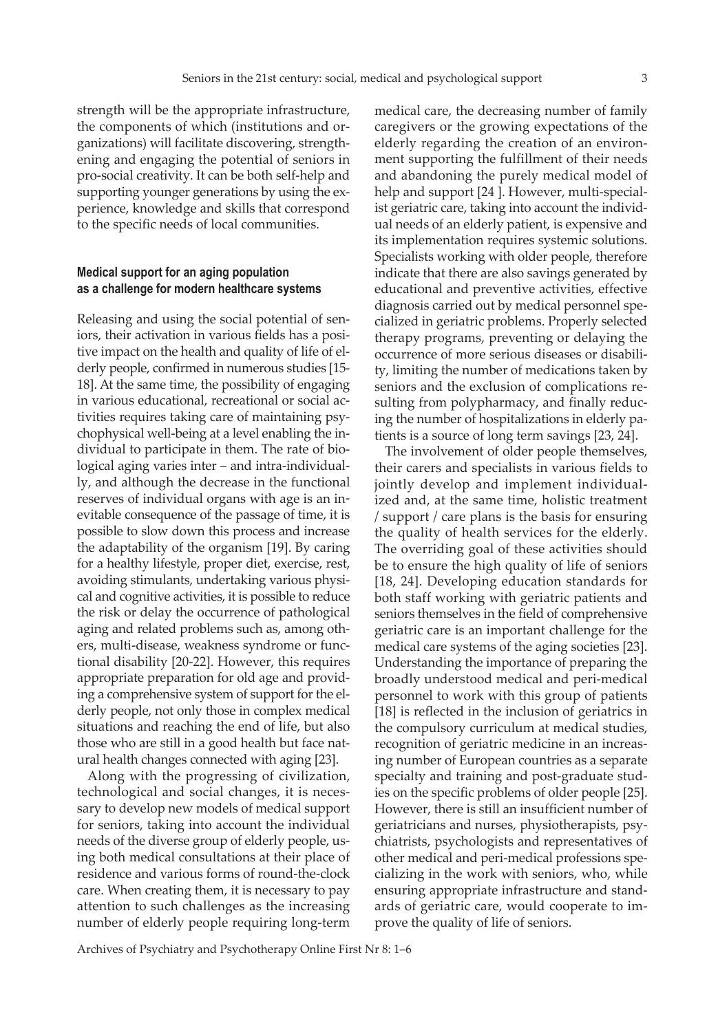strength will be the appropriate infrastructure, the components of which (institutions and organizations) will facilitate discovering, strengthening and engaging the potential of seniors in pro-social creativity. It can be both self-help and supporting younger generations by using the experience, knowledge and skills that correspond to the specific needs of local communities.

## Medical support for an aging population as a challenge for modern healthcare systems

Releasing and using the social potential of seniors, their activation in various fields has a positive impact on the health and quality of life of elderly people, confirmed in numerous studies [15-18]. At the same time, the possibility of engaging in various educational, recreational or social activities requires taking care of maintaining psychophysical well-being at a level enabling the individual to participate in them. The rate of biological aging varies inter – and intra-individually, and although the decrease in the functional reserves of individual organs with age is an inevitable consequence of the passage of time, it is possible to slow down this process and increase the adaptability of the organism [19]. By caring for a healthy lifestyle, proper diet, exercise, rest, avoiding stimulants, undertaking various physical and cognitive activities, it is possible to reduce the risk or delay the occurrence of pathological aging and related problems such as, among others, multi-disease, weakness syndrome or functional disability [20-22]. However, this requires appropriate preparation for old age and providing a comprehensive system of support for the elderly people, not only those in complex medical situations and reaching the end of life, but also those who are still in a good health but face natural health changes connected with aging [23].

Along with the progressing of civilization, technological and social changes, it is necessary to develop new models of medical support for seniors, taking into account the individual needs of the diverse group of elderly people, using both medical consultations at their place of residence and various forms of round-the-clock care. When creating them, it is necessary to pay attention to such challenges as the increasing number of elderly people requiring long-term medical care, the decreasing number of family caregivers or the growing expectations of the elderly regarding the creation of an environment supporting the fulfillment of their needs and abandoning the purely medical model of help and support [24 ]. However, multi-specialist geriatric care, taking into account the individual needs of an elderly patient, is expensive and its implementation requires systemic solutions. Specialists working with older people, therefore indicate that there are also savings generated by educational and preventive activities, effective diagnosis carried out by medical personnel specialized in geriatric problems. Properly selected therapy programs, preventing or delaying the occurrence of more serious diseases or disability, limiting the number of medications taken by seniors and the exclusion of complications resulting from polypharmacy, and finally reducing the number of hospitalizations in elderly patients is a source of long term savings [23, 24].

The involvement of older people themselves, their carers and specialists in various fields to jointly develop and implement individualized and, at the same time, holistic treatment / support / care plans is the basis for ensuring the quality of health services for the elderly. The overriding goal of these activities should be to ensure the high quality of life of seniors [18, 24]. Developing education standards for both staff working with geriatric patients and seniors themselves in the field of comprehensive geriatric care is an important challenge for the medical care systems of the aging societies [23]. Understanding the importance of preparing the broadly understood medical and peri-medical personnel to work with this group of patients [18] is reflected in the inclusion of geriatrics in the compulsory curriculum at medical studies, recognition of geriatric medicine in an increasing number of European countries as a separate specialty and training and post-graduate studies on the specific problems of older people [25]. However, there is still an insufficient number of geriatricians and nurses, physiotherapists, psychiatrists, psychologists and representatives of other medical and peri-medical professions specializing in the work with seniors, who, while ensuring appropriate infrastructure and standards of geriatric care, would cooperate to improve the quality of life of seniors.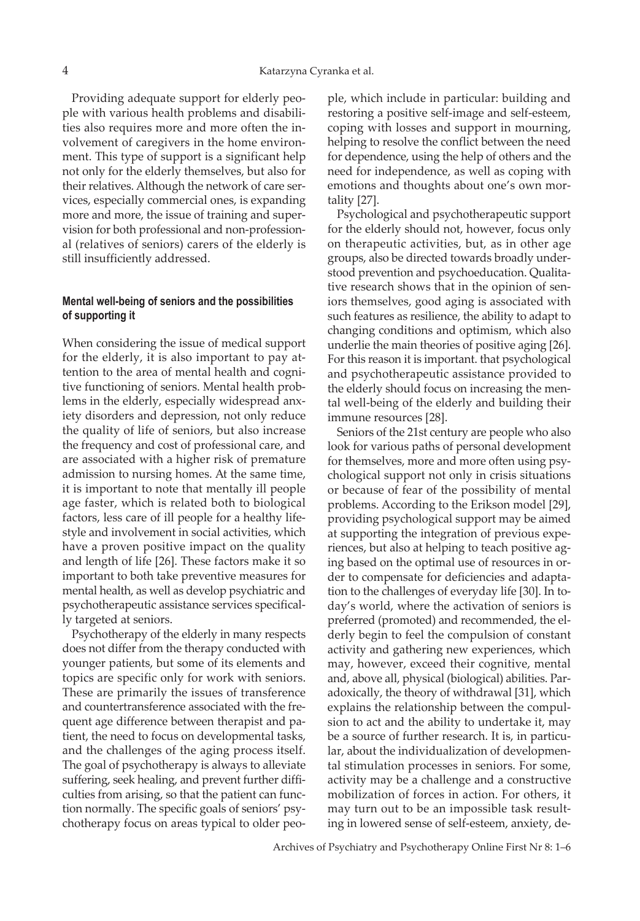Providing adequate support for elderly people with various health problems and disabilities also requires more and more often the involvement of caregivers in the home environment. This type of support is a significant help not only for the elderly themselves, but also for their relatives. Although the network of care services, especially commercial ones, is expanding more and more, the issue of training and supervision for both professional and non-professional (relatives of seniors) carers of the elderly is still insufficiently addressed.

### Mental well-being of seniors and the possibilities of supporting it

When considering the issue of medical support for the elderly, it is also important to pay attention to the area of mental health and cognitive functioning of seniors. Mental health problems in the elderly, especially widespread anxiety disorders and depression, not only reduce the quality of life of seniors, but also increase the frequency and cost of professional care, and are associated with a higher risk of premature admission to nursing homes. At the same time, it is important to note that mentally ill people age faster, which is related both to biological factors, less care of ill people for a healthy lifestyle and involvement in social activities, which have a proven positive impact on the quality and length of life [26]. These factors make it so important to both take preventive measures for mental health, as well as develop psychiatric and psychotherapeutic assistance services specifically targeted at seniors.

Psychotherapy of the elderly in many respects does not differ from the therapy conducted with younger patients, but some of its elements and topics are specific only for work with seniors. These are primarily the issues of transference and countertransference associated with the frequent age difference between therapist and patient, the need to focus on developmental tasks, and the challenges of the aging process itself. The goal of psychotherapy is always to alleviate suffering, seek healing, and prevent further difficulties from arising, so that the patient can function normally. The specific goals of seniors' psychotherapy focus on areas typical to older people, which include in particular: building and restoring a positive self-image and self-esteem, coping with losses and support in mourning, helping to resolve the conflict between the need for dependence, using the help of others and the need for independence, as well as coping with emotions and thoughts about one's own mortality [27].

Psychological and psychotherapeutic support for the elderly should not, however, focus only on therapeutic activities, but, as in other age groups, also be directed towards broadly understood prevention and psychoeducation. Qualitative research shows that in the opinion of seniors themselves, good aging is associated with such features as resilience, the ability to adapt to changing conditions and optimism, which also underlie the main theories of positive aging [26]. For this reason it is important. that psychological and psychotherapeutic assistance provided to the elderly should focus on increasing the mental well-being of the elderly and building their immune resources [28].

Seniors of the 21st century are people who also look for various paths of personal development for themselves, more and more often using psychological support not only in crisis situations or because of fear of the possibility of mental problems. According to the Erikson model [29], providing psychological support may be aimed at supporting the integration of previous experiences, but also at helping to teach positive aging based on the optimal use of resources in order to compensate for deficiencies and adaptation to the challenges of everyday life [30]. In today's world, where the activation of seniors is preferred (promoted) and recommended, the elderly begin to feel the compulsion of constant activity and gathering new experiences, which may, however, exceed their cognitive, mental and, above all, physical (biological) abilities. Paradoxically, the theory of withdrawal [31], which explains the relationship between the compulsion to act and the ability to undertake it, may be a source of further research. It is, in particular, about the individualization of developmental stimulation processes in seniors. For some, activity may be a challenge and a constructive mobilization of forces in action. For others, it may turn out to be an impossible task resulting in lowered sense of self-esteem, anxiety, de-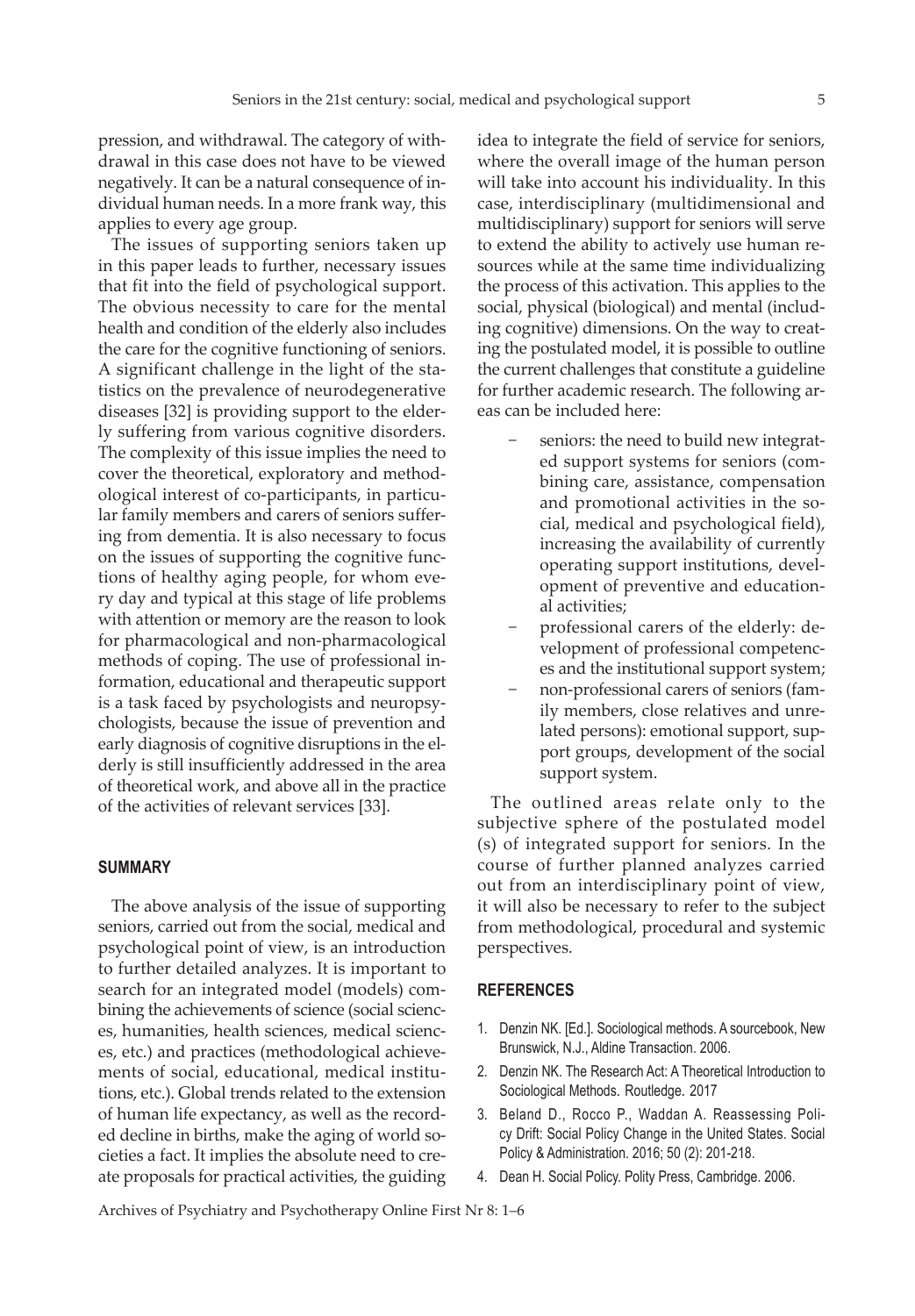pression, and withdrawal. The category of withdrawal in this case does not have to be viewed negatively. It can be a natural consequence of individual human needs. In a more frank way, this applies to every age group.

The issues of supporting seniors taken up in this paper leads to further, necessary issues that fit into the field of psychological support. The obvious necessity to care for the mental health and condition of the elderly also includes the care for the cognitive functioning of seniors. A significant challenge in the light of the statistics on the prevalence of neurodegenerative diseases [32] is providing support to the elderly suffering from various cognitive disorders. The complexity of this issue implies the need to cover the theoretical, exploratory and methodological interest of co-participants, in particular family members and carers of seniors suffering from dementia. It is also necessary to focus on the issues of supporting the cognitive functions of healthy aging people, for whom every day and typical at this stage of life problems with attention or memory are the reason to look for pharmacological and non-pharmacological methods of coping. The use of professional information, educational and therapeutic support is a task faced by psychologists and neuropsychologists, because the issue of prevention and early diagnosis of cognitive disruptions in the elderly is still insufficiently addressed in the area of theoretical work, and above all in the practice of the activities of relevant services [33].

## SUMMARY

The above analysis of the issue of supporting seniors, carried out from the social, medical and psychological point of view, is an introduction to further detailed analyzes. It is important to search for an integrated model (models) combining the achievements of science (social sciences, humanities, health sciences, medical sciences, etc.) and practices (methodological achievements of social, educational, medical institutions, etc.). Global trends related to the extension of human life expectancy, as well as the recorded decline in births, make the aging of world societies a fact. It implies the absolute need to create proposals for practical activities, the guiding idea to integrate the field of service for seniors, where the overall image of the human person will take into account his individuality. In this case, interdisciplinary (multidimensional and multidisciplinary) support for seniors will serve to extend the ability to actively use human resources while at the same time individualizing the process of this activation. This applies to the social, physical (biological) and mental (including cognitive) dimensions. On the way to creating the postulated model, it is possible to outline the current challenges that constitute a guideline for further academic research. The following areas can be included here:

- seniors: the need to build new integrated support systems for seniors (combining care, assistance, compensation and promotional activities in the social, medical and psychological field), increasing the availability of currently operating support institutions, development of preventive and educational activities;
- professional carers of the elderly: development of professional competences and the institutional support system;
- non-professional carers of seniors (family members, close relatives and unrelated persons): emotional support, support groups, development of the social support system.

The outlined areas relate only to the subjective sphere of the postulated model (s) of integrated support for seniors. In the course of further planned analyzes carried out from an interdisciplinary point of view, it will also be necessary to refer to the subject from methodological, procedural and systemic perspectives.

## REFERENCES

1. Denzin NK. [Ed.]. Sociological methods. A sourcebook, New Brunswick, N.J., Aldine Transaction. 2006.
2. Denzin NK. The Research Act: A Theoretical Introduction to Sociological Methods. Routledge. 2017
3. Beland D., Rocco P., Waddan A. Reassessing Policy Drift: Social Policy Change in the United States. Social Policy & Administration. 2016; 50 (2): 201-218.
4. Dean H. Social Policy. Polity Press, Cambridge. 2006.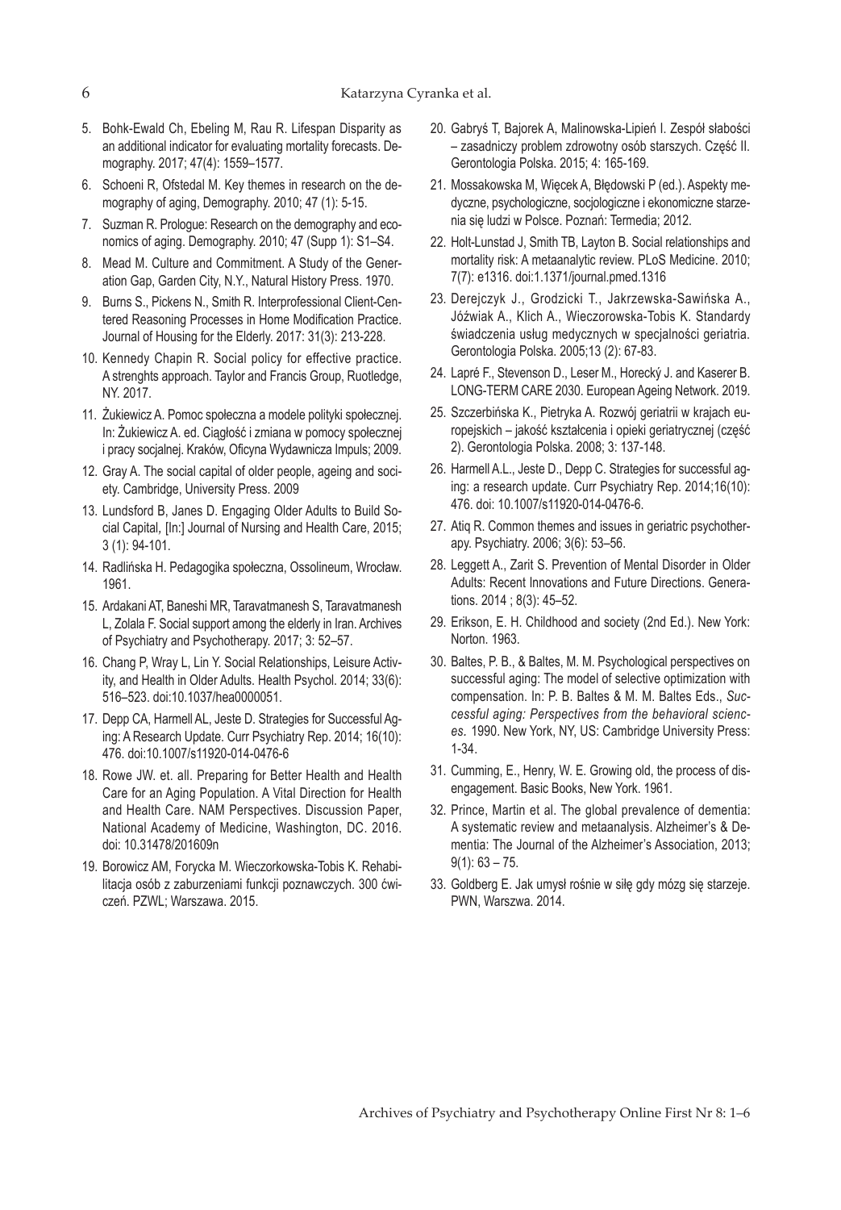5. Bohk-Ewald Ch, Ebeling M, Rau R. Lifespan Disparity as an additional indicator for evaluating mortality forecasts. Demography. 2017; 47(4): 1559–1577.
6. Schoeni R, Ofstedal M. Key themes in research on the demography of aging, Demography. 2010; 47 (1): 5-15.
7. Suzman R. Prologue: Research on the demography and economics of aging. Demography. 2010; 47 (Supp 1): S1–S4.
8. Mead M. Culture and Commitment. A Study of the Generation Gap, Garden City, N.Y., Natural History Press. 1970.
9. Burns S., Pickens N., Smith R. Interprofessional Client-Centered Reasoning Processes in Home Modification Practice. Journal of Housing for the Elderly. 2017: 31(3): 213-228.
10. Kennedy Chapin R. Social policy for effective practice. A strenghts approach. Taylor and Francis Group, Ruotledge, NY. 2017.
11. Żukiewicz A. Pomoc społeczna a modele polityki społecznej. In: Żukiewicz A. ed. Ciągłość i zmiana w pomocy społecznej i pracy socjalnej. Kraków, Oficyna Wydawnicza Impuls; 2009.
12. Gray A. The social capital of older people, ageing and society. Cambridge, University Press. 2009
13. Lundsford B, Janes D. Engaging Older Adults to Build Social Capital, [In:] Journal of Nursing and Health Care, 2015; 3 (1): 94-101.
14. Radlińska H. Pedagogika społeczna, Ossolineum, Wrocław. 1961.
15. Ardakani AT, Baneshi MR, Taravatmanesh S, Taravatmanesh L, Zolala F. Social support among the elderly in Iran. Archives of Psychiatry and Psychotherapy. 2017; 3: 52–57.
16. Chang P, Wray L, Lin Y. Social Relationships, Leisure Activity, and Health in Older Adults. Health Psychol. 2014; 33(6): 516–523. doi:10.1037/hea0000051.
17. Depp CA, Harmell AL, Jeste D. Strategies for Successful Aging: A Research Update. Curr Psychiatry Rep. 2014; 16(10): 476. doi:10.1007/s11920-014-0476-6
18. Rowe JW. et. all. Preparing for Better Health and Health Care for an Aging Population. A Vital Direction for Health and Health Care. NAM Perspectives. Discussion Paper, National Academy of Medicine, Washington, DC. 2016. doi: 10.31478/201609n
19. Borowicz AM, Forycka M. Wieczorkowska-Tobis K. Rehabilitacja osób z zaburzeniami funkcji poznawczych. 300 ćwiczeń. PZWL; Warszawa. 2015.
20. Gabryś T, Bajorek A, Malinowska-Lipień I. Zespół słabości – zasadniczy problem zdrowotny osób starszych. Część II. Gerontologia Polska. 2015; 4: 165-169.
21. Mossakowska M, Więcek A, Błędowski P (ed.). Aspekty medyczne, psychologiczne, socjologiczne i ekonomiczne starzenia się ludzi w Polsce. Poznań: Termedia; 2012.
22. Holt-Lunstad J, Smith TB, Layton B. Social relationships and mortality risk: A metaanalytic review. PLoS Medicine. 2010; 7(7): e1316. doi:1.1371/journal.pmed.1316
23. Derejczyk J., Grodzicki T., Jakrzewska-Sawińska A., Jóźwiak A., Klich A., Wieczorowska-Tobis K. Standardy świadczenia usług medycznych w specjalności geriatria. Gerontologia Polska. 2005;13 (2): 67-83.
24. Lapré F., Stevenson D., Leser M., Horecký J. and Kaserer B. LONG-TERM CARE 2030. European Ageing Network. 2019.
25. Szczerbińska K., Pietryka A. Rozwój geriatrii w krajach europejskich – jakość kształcenia i opieki geriatrycznej (część 2). Gerontologia Polska. 2008; 3: 137-148.
26. Harmell A.L., Jeste D., Depp C. Strategies for successful aging: a research update. Curr Psychiatry Rep. 2014;16(10): 476. doi: 10.1007/s11920-014-0476-6.
27. Atiq R. Common themes and issues in geriatric psychotherapy. Psychiatry. 2006; 3(6): 53–56.
28. Leggett A., Zarit S. Prevention of Mental Disorder in Older Adults: Recent Innovations and Future Directions. Generations. 2014 ; 8(3): 45–52.
29. Erikson, E. H. Childhood and society (2nd Ed.). New York: Norton. 1963.
30. Baltes, P. B., & Baltes, M. M. Psychological perspectives on successful aging: The model of selective optimization with compensation. In: P. B. Baltes & M. M. Baltes Eds., *Successful aging: Perspectives from the behavioral sciences.* 1990. New York, NY, US: Cambridge University Press: 1-34.
31. Cumming, E., Henry, W. E. Growing old, the process of disengagement. Basic Books, New York. 1961.
32. Prince, Martin et al. The global prevalence of dementia: A systematic review and metaanalysis. Alzheimer's & Dementia: The Journal of the Alzheimer's Association, 2013; 9(1): 63 – 75.
33. Goldberg E. Jak umysł rośnie w siłę gdy mózg się starzeje. PWN, Warszwa. 2014.